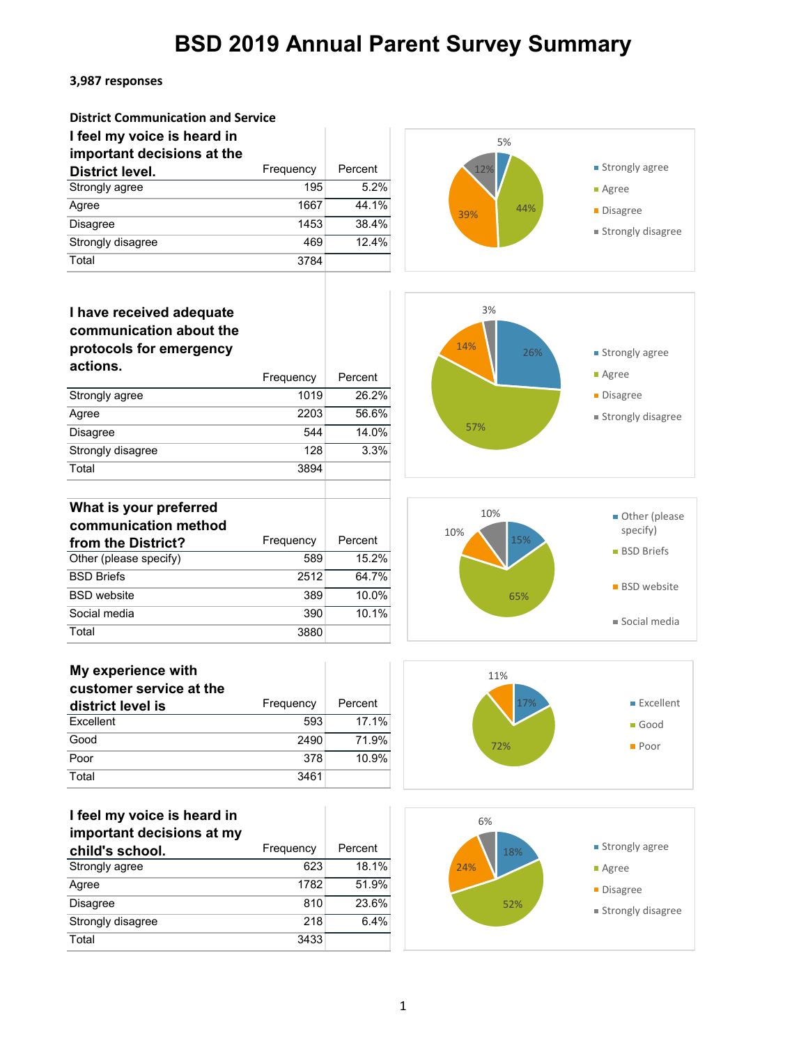# BSD 2019 Annual Parent Survey Summary

**3,987 responses**

**District Communication and Service**

| I feel my voice is heard in important decisions at the District level. | Frequency | Percent |
|---|---|---|
| Strongly agree | 195 | 5.2% |
| Agree | 1667 | 44.1% |
| Disagree | 1453 | 38.4% |
| Strongly disagree | 469 | 12.4% |
| Total | 3784 | |

| I have received adequate communication about the protocols for emergency actions. | Frequency | Percent |
|---|---|---|
| Strongly agree | 1019 | 26.2% |
| Agree | 2203 | 56.6% |
| Disagree | 544 | 14.0% |
| Strongly disagree | 128 | 3.3% |
| Total | 3894 | |

| What is your preferred communication method from the District? | Frequency | Percent |
|---|---|---|
| Other (please specify) | 589 | 15.2% |
| BSD Briefs | 2512 | 64.7% |
| BSD website | 389 | 10.0% |
| Social media | 390 | 10.1% |
| Total | 3880 | |

| My experience with customer service at the district level is | Frequency | Percent |
|---|---|---|
| Excellent | 593 | 17.1% |
| Good | 2490 | 71.9% |
| Poor | 378 | 10.9% |
| Total | 3461 | |

| I feel my voice is heard in important decisions at my child's school. | Frequency | Percent |
|---|---|---|
| Strongly agree | 623 | 18.1% |
| Agree | 1782 | 51.9% |
| Disagree | 810 | 23.6% |
| Strongly disagree | 218 | 6.4% |
| Total | 3433 | |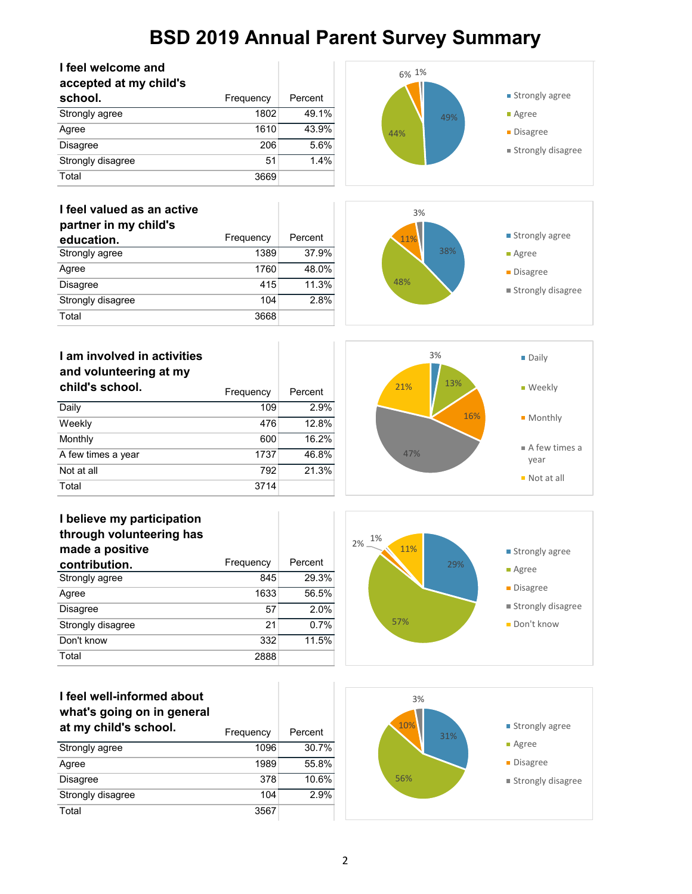# BSD 2019 Annual Parent Survey Summary

| I feel welcome and accepted at my child's school. | Frequency | Percent |
|---|---|---|
| Strongly agree | 1802 | 49.1% |
| Agree | 1610 | 43.9% |
| Disagree | 206 | 5.6% |
| Strongly disagree | 51 | 1.4% |
| Total | 3669 | |

| I feel valued as an active partner in my child's education. | Frequency | Percent |
|---|---|---|
| Strongly agree | 1389 | 37.9% |
| Agree | 1760 | 48.0% |
| Disagree | 415 | 11.3% |
| Strongly disagree | 104 | 2.8% |
| Total | 3668 | |

| I am involved in activities and volunteering at my child's school. | Frequency | Percent |
|---|---|---|
| Daily | 109 | 2.9% |
| Weekly | 476 | 12.8% |
| Monthly | 600 | 16.2% |
| A few times a year | 1737 | 46.8% |
| Not at all | 792 | 21.3% |
| Total | 3714 | |

| I believe my participation through volunteering has made a positive contribution. | Frequency | Percent |
|---|---|---|
| Strongly agree | 845 | 29.3% |
| Agree | 1633 | 56.5% |
| Disagree | 57 | 2.0% |
| Strongly disagree | 21 | 0.7% |
| Don't know | 332 | 11.5% |
| Total | 2888 | |

| I feel well-informed about what's going on in general at my child's school. | Frequency | Percent |
|---|---|---|
| Strongly agree | 1096 | 30.7% |
| Agree | 1989 | 55.8% |
| Disagree | 378 | 10.6% |
| Strongly disagree | 104 | 2.9% |
| Total | 3567 | |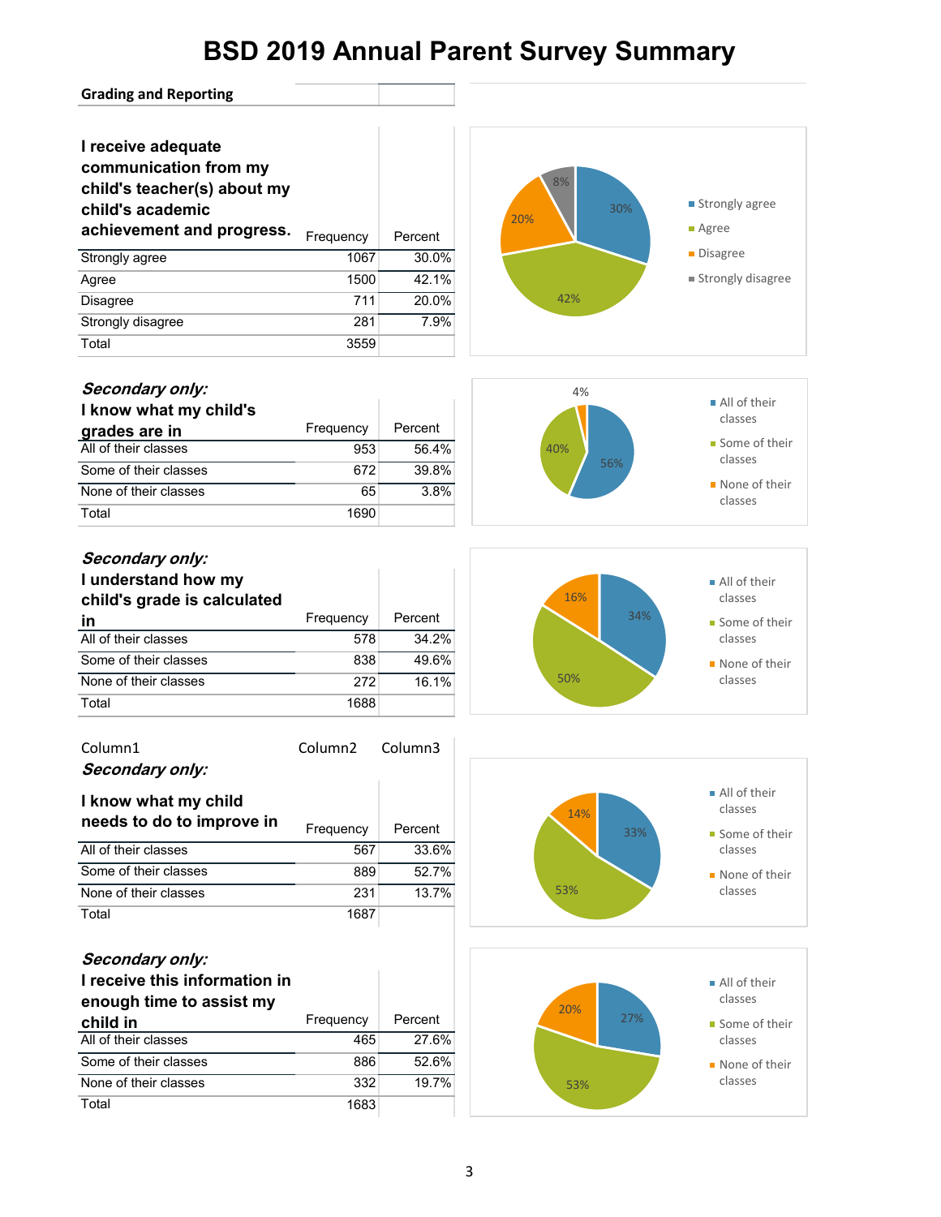# BSD 2019 Annual Parent Survey Summary

## Grading and Reporting

| I receive adequate communication from my child's teacher(s) about my child's academic achievement and progress. | Frequency | Percent |
|---|---|---|
| Strongly agree | 1067 | 30.0% |
| Agree | 1500 | 42.1% |
| Disagree | 711 | 20.0% |
| Strongly disagree | 281 | 7.9% |
| Total | 3559 | |

***Secondary only:***

| I know what my child's grades are in | Frequency | Percent |
|---|---|---|
| All of their classes | 953 | 56.4% |
| Some of their classes | 672 | 39.8% |
| None of their classes | 65 | 3.8% |
| Total | 1690 | |

***Secondary only:***

| I understand how my child's grade is calculated in | Frequency | Percent |
|---|---|---|
| All of their classes | 578 | 34.2% |
| Some of their classes | 838 | 49.6% |
| None of their classes | 272 | 16.1% |
| Total | 1688 | |

Column1 Column2 Column3

***Secondary only:***

| I know what my child needs to do to improve in | Frequency | Percent |
|---|---|---|
| All of their classes | 567 | 33.6% |
| Some of their classes | 889 | 52.7% |
| None of their classes | 231 | 13.7% |
| Total | 1687 | |

***Secondary only:***

| I receive this information in enough time to assist my child in | Frequency | Percent |
|---|---|---|
| All of their classes | 465 | 27.6% |
| Some of their classes | 886 | 52.6% |
| None of their classes | 332 | 19.7% |
| Total | 1683 | |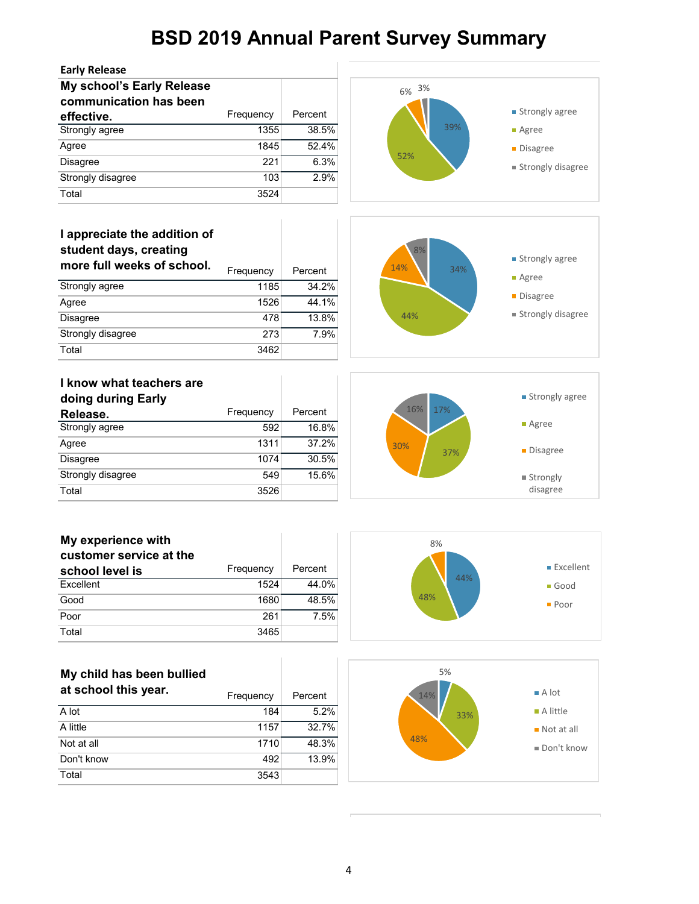# BSD 2019 Annual Parent Survey Summary

## Early Release

| My school's Early Release communication has been effective. | Frequency | Percent |
|---|---|---|
| Strongly agree | 1355 | 38.5% |
| Agree | 1845 | 52.4% |
| Disagree | 221 | 6.3% |
| Strongly disagree | 103 | 2.9% |
| Total | 3524 | |

| I appreciate the addition of student days, creating more full weeks of school. | Frequency | Percent |
|---|---|---|
| Strongly agree | 1185 | 34.2% |
| Agree | 1526 | 44.1% |
| Disagree | 478 | 13.8% |
| Strongly disagree | 273 | 7.9% |
| Total | 3462 | |

| I know what teachers are doing during Early Release. | Frequency | Percent |
|---|---|---|
| Strongly agree | 592 | 16.8% |
| Agree | 1311 | 37.2% |
| Disagree | 1074 | 30.5% |
| Strongly disagree | 549 | 15.6% |
| Total | 3526 | |

| My experience with customer service at the school level is | Frequency | Percent |
|---|---|---|
| Excellent | 1524 | 44.0% |
| Good | 1680 | 48.5% |
| Poor | 261 | 7.5% |
| Total | 3465 | |

| My child has been bullied at school this year. | Frequency | Percent |
|---|---|---|
| A lot | 184 | 5.2% |
| A little | 1157 | 32.7% |
| Not at all | 1710 | 48.3% |
| Don't know | 492 | 13.9% |
| Total | 3543 | |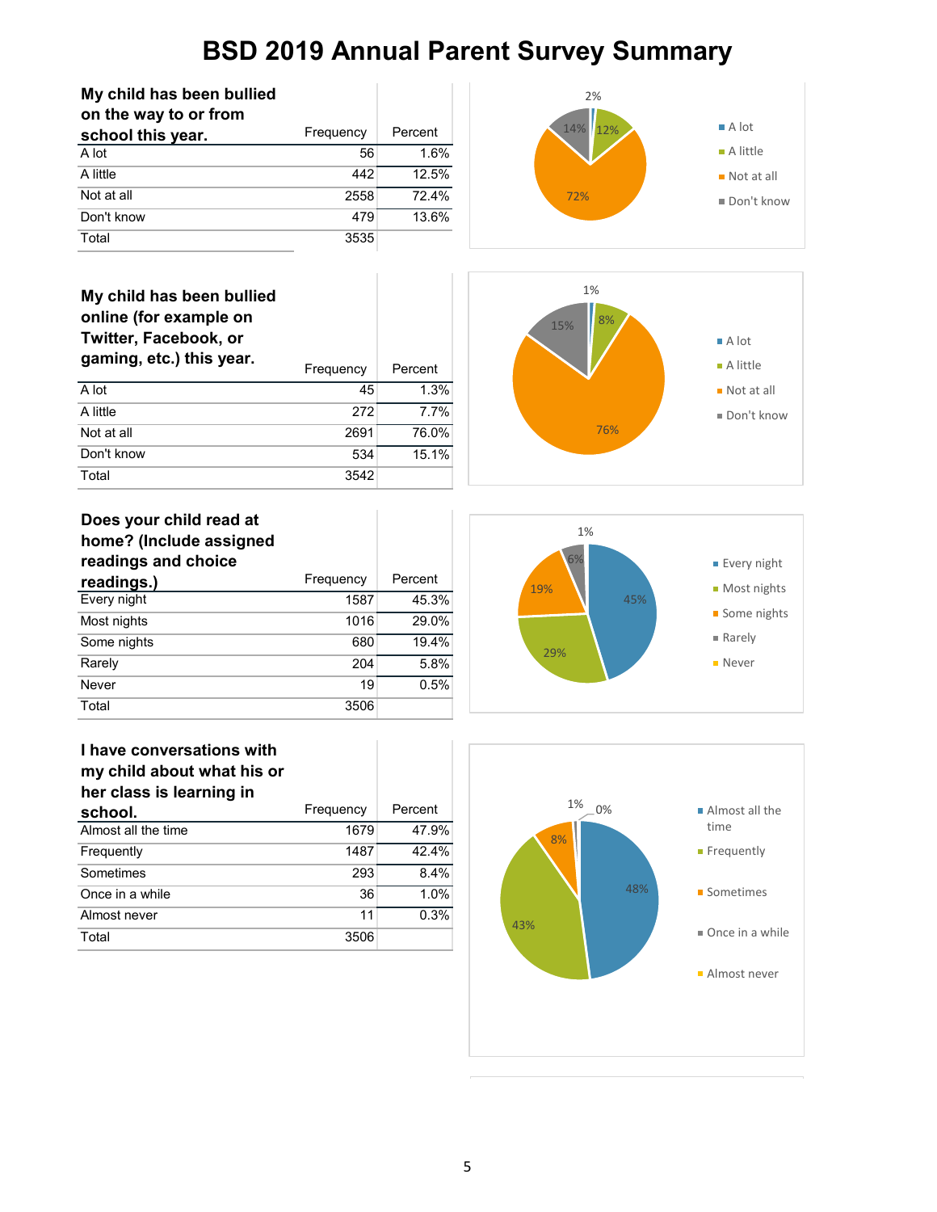# BSD 2019 Annual Parent Survey Summary

| My child has been bullied on the way to or from school this year. | Frequency | Percent |
|---|---|---|
| A lot | 56 | 1.6% |
| A little | 442 | 12.5% |
| Not at all | 2558 | 72.4% |
| Don't know | 479 | 13.6% |
| Total | 3535 | |

| My child has been bullied online (for example on Twitter, Facebook, or gaming, etc.) this year. | Frequency | Percent |
|---|---|---|
| A lot | 45 | 1.3% |
| A little | 272 | 7.7% |
| Not at all | 2691 | 76.0% |
| Don't know | 534 | 15.1% |
| Total | 3542 | |

| Does your child read at home? (Include assigned readings and choice readings.) | Frequency | Percent |
|---|---|---|
| Every night | 1587 | 45.3% |
| Most nights | 1016 | 29.0% |
| Some nights | 680 | 19.4% |
| Rarely | 204 | 5.8% |
| Never | 19 | 0.5% |
| Total | 3506 | |

| I have conversations with my child about what his or her class is learning in school. | Frequency | Percent |
|---|---|---|
| Almost all the time | 1679 | 47.9% |
| Frequently | 1487 | 42.4% |
| Sometimes | 293 | 8.4% |
| Once in a while | 36 | 1.0% |
| Almost never | 11 | 0.3% |
| Total | 3506 | |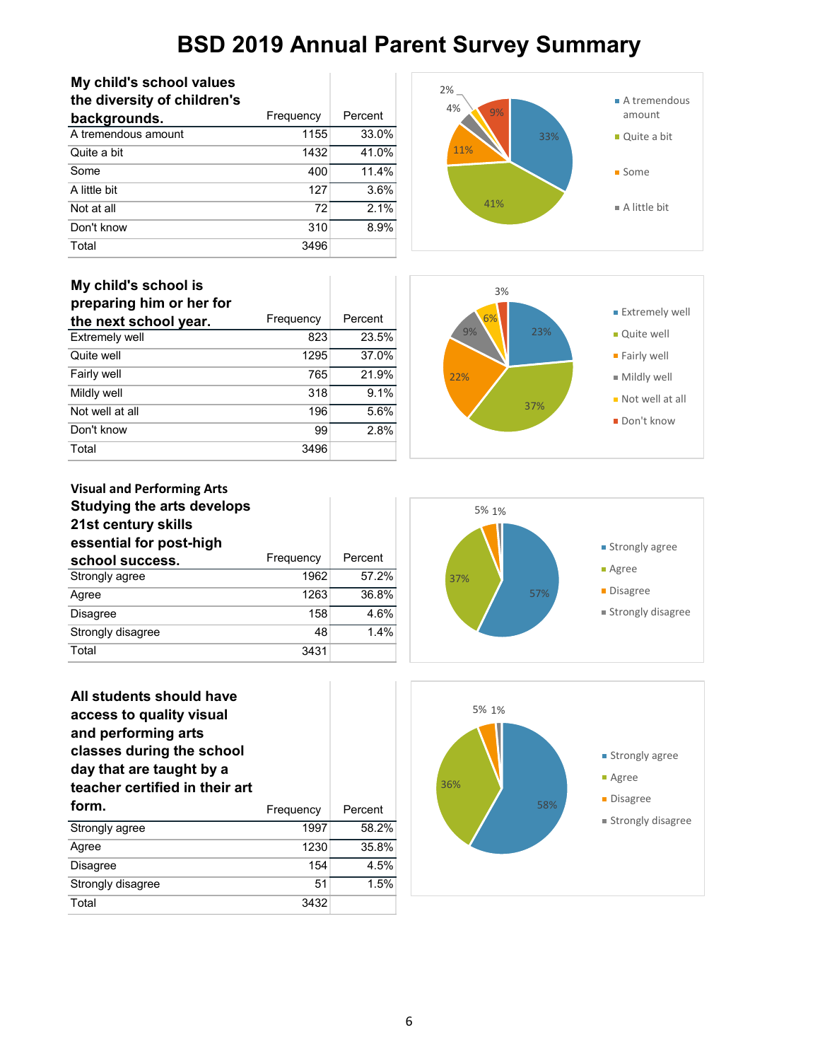# BSD 2019 Annual Parent Survey Summary

| My child's school values the diversity of children's backgrounds. | Frequency | Percent |
|---|---|---|
| A tremendous amount | 1155 | 33.0% |
| Quite a bit | 1432 | 41.0% |
| Some | 400 | 11.4% |
| A little bit | 127 | 3.6% |
| Not at all | 72 | 2.1% |
| Don't know | 310 | 8.9% |
| Total | 3496 | |

| My child's school is preparing him or her for the next school year. | Frequency | Percent |
|---|---|---|
| Extremely well | 823 | 23.5% |
| Quite well | 1295 | 37.0% |
| Fairly well | 765 | 21.9% |
| Mildly well | 318 | 9.1% |
| Not well at all | 196 | 5.6% |
| Don't know | 99 | 2.8% |
| Total | 3496 | |

**Visual and Performing Arts**

| Studying the arts develops 21st century skills essential for post-high school success. | Frequency | Percent |
|---|---|---|
| Strongly agree | 1962 | 57.2% |
| Agree | 1263 | 36.8% |
| Disagree | 158 | 4.6% |
| Strongly disagree | 48 | 1.4% |
| Total | 3431 | |

| All students should have access to quality visual and performing arts classes during the school day that are taught by a teacher certified in their art form. | Frequency | Percent |
|---|---|---|
| Strongly agree | 1997 | 58.2% |
| Agree | 1230 | 35.8% |
| Disagree | 154 | 4.5% |
| Strongly disagree | 51 | 1.5% |
| Total | 3432 | |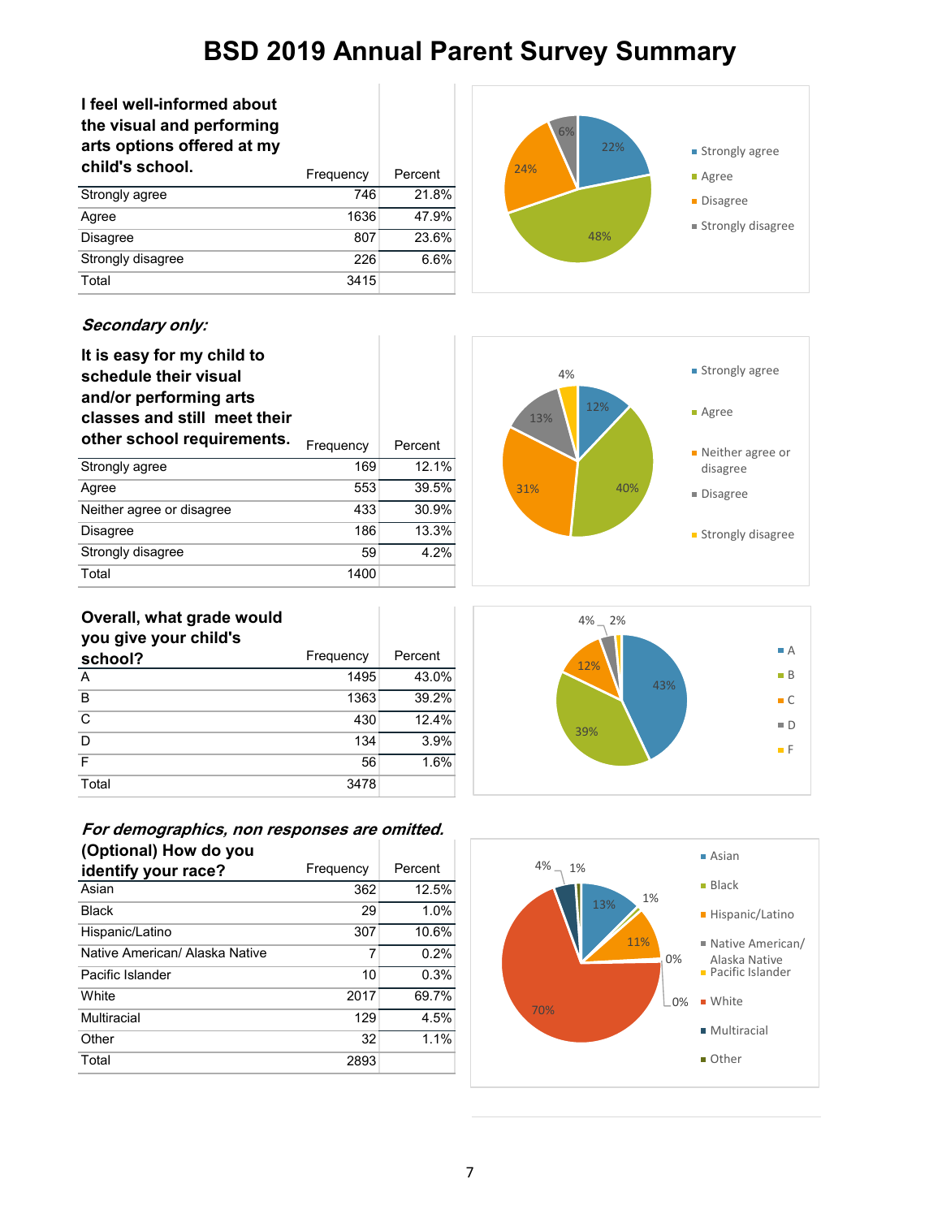# BSD 2019 Annual Parent Survey Summary

| I feel well-informed about the visual and performing arts options offered at my child's school. | Frequency | Percent |
|---|---|---|
| Strongly agree | 746 | 21.8% |
| Agree | 1636 | 47.9% |
| Disagree | 807 | 23.6% |
| Strongly disagree | 226 | 6.6% |
| Total | 3415 | |

***Secondary only:***

| It is easy for my child to schedule their visual and/or performing arts classes and still meet their other school requirements. | Frequency | Percent |
|---|---|---|
| Strongly agree | 169 | 12.1% |
| Agree | 553 | 39.5% |
| Neither agree or disagree | 433 | 30.9% |
| Disagree | 186 | 13.3% |
| Strongly disagree | 59 | 4.2% |
| Total | 1400 | |

| Overall, what grade would you give your child's school? | Frequency | Percent |
|---|---|---|
| A | 1495 | 43.0% |
| B | 1363 | 39.2% |
| C | 430 | 12.4% |
| D | 134 | 3.9% |
| F | 56 | 1.6% |
| Total | 3478 | |

***For demographics, non responses are omitted.***

| (Optional) How do you identify your race? | Frequency | Percent |
|---|---|---|
| Asian | 362 | 12.5% |
| Black | 29 | 1.0% |
| Hispanic/Latino | 307 | 10.6% |
| Native American/ Alaska Native | 7 | 0.2% |
| Pacific Islander | 10 | 0.3% |
| White | 2017 | 69.7% |
| Multiracial | 129 | 4.5% |
| Other | 32 | 1.1% |
| Total | 2893 | |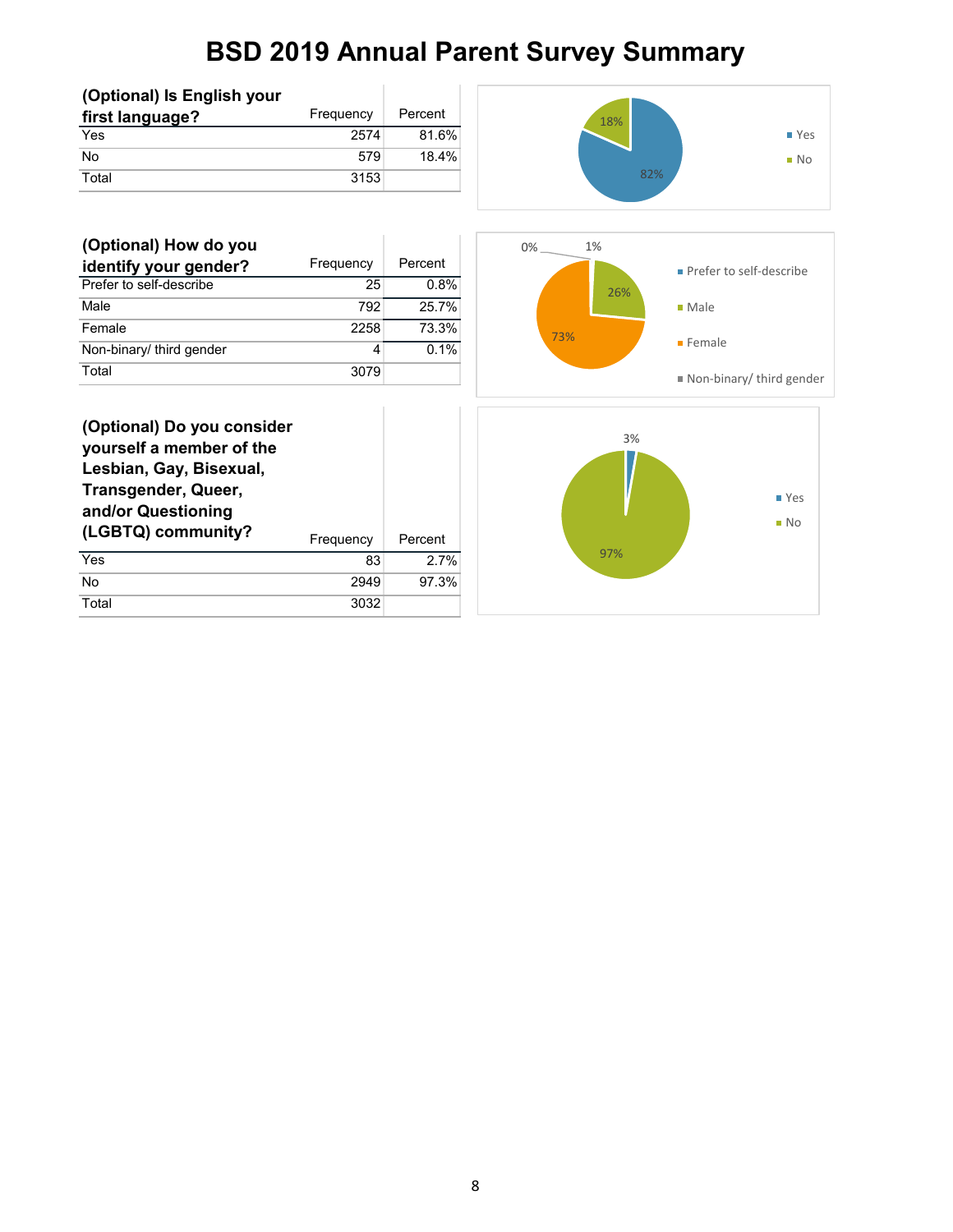# BSD 2019 Annual Parent Survey Summary

| (Optional) Is English your first language? | Frequency | Percent |
|---|---|---|
| Yes | 2574 | 81.6% |
| No | 579 | 18.4% |
| Total | 3153 | |

18%
82%
Yes
No

| (Optional) How do you identify your gender? | Frequency | Percent |
|---|---|---|
| Prefer to self-describe | 25 | 0.8% |
| Male | 792 | 25.7% |
| Female | 2258 | 73.3% |
| Non-binary/ third gender | 4 | 0.1% |
| Total | 3079 | |

0%
1%
26%
73%
Prefer to self-describe
Male
Female
Non-binary/ third gender

| (Optional) Do you consider yourself a member of the Lesbian, Gay, Bisexual, Transgender, Queer, and/or Questioning (LGBTQ) community? | Frequency | Percent |
|---|---|---|
| Yes | 83 | 2.7% |
| No | 2949 | 97.3% |
| Total | 3032 | |

3%
97%
Yes
No